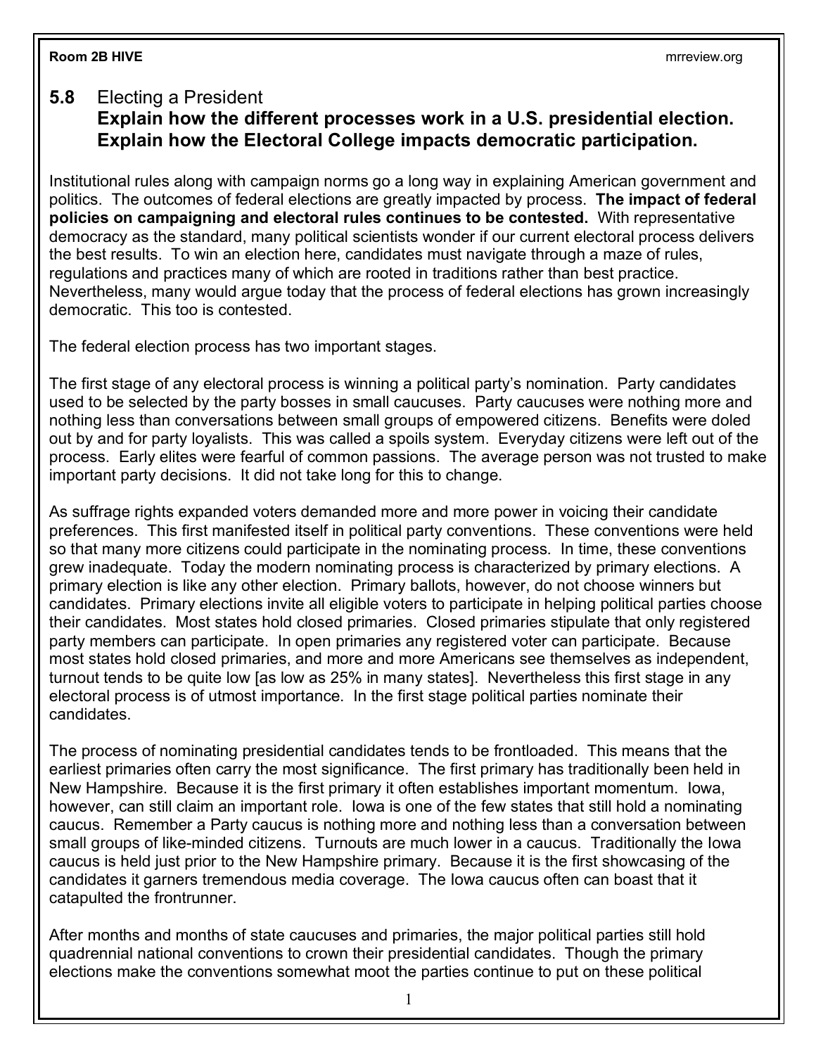## 5.8 Electing a President

**Explain how the different processes work in a U.S. presidential election.**
**Explain how the Electoral College impacts democratic participation.**

Institutional rules along with campaign norms go a long way in explaining American government and politics. The outcomes of federal elections are greatly impacted by process. **The impact of federal policies on campaigning and electoral rules continues to be contested.** With representative democracy as the standard, many political scientists wonder if our current electoral process delivers the best results. To win an election here, candidates must navigate through a maze of rules, regulations and practices many of which are rooted in traditions rather than best practice. Nevertheless, many would argue today that the process of federal elections has grown increasingly democratic. This too is contested.

The federal election process has two important stages.

The first stage of any electoral process is winning a political party's nomination. Party candidates used to be selected by the party bosses in small caucuses. Party caucuses were nothing more and nothing less than conversations between small groups of empowered citizens. Benefits were doled out by and for party loyalists. This was called a spoils system. Everyday citizens were left out of the process. Early elites were fearful of common passions. The average person was not trusted to make important party decisions. It did not take long for this to change.

As suffrage rights expanded voters demanded more and more power in voicing their candidate preferences. This first manifested itself in political party conventions. These conventions were held so that many more citizens could participate in the nominating process. In time, these conventions grew inadequate. Today the modern nominating process is characterized by primary elections. A primary election is like any other election. Primary ballots, however, do not choose winners but candidates. Primary elections invite all eligible voters to participate in helping political parties choose their candidates. Most states hold closed primaries. Closed primaries stipulate that only registered party members can participate. In open primaries any registered voter can participate. Because most states hold closed primaries, and more and more Americans see themselves as independent, turnout tends to be quite low [as low as 25% in many states]. Nevertheless this first stage in any electoral process is of utmost importance. In the first stage political parties nominate their candidates.

The process of nominating presidential candidates tends to be frontloaded. This means that the earliest primaries often carry the most significance. The first primary has traditionally been held in New Hampshire. Because it is the first primary it often establishes important momentum. Iowa, however, can still claim an important role. Iowa is one of the few states that still hold a nominating caucus. Remember a Party caucus is nothing more and nothing less than a conversation between small groups of like-minded citizens. Turnouts are much lower in a caucus. Traditionally the Iowa caucus is held just prior to the New Hampshire primary. Because it is the first showcasing of the candidates it garners tremendous media coverage. The Iowa caucus often can boast that it catapulted the frontrunner.

After months and months of state caucuses and primaries, the major political parties still hold quadrennial national conventions to crown their presidential candidates. Though the primary elections make the conventions somewhat moot the parties continue to put on these political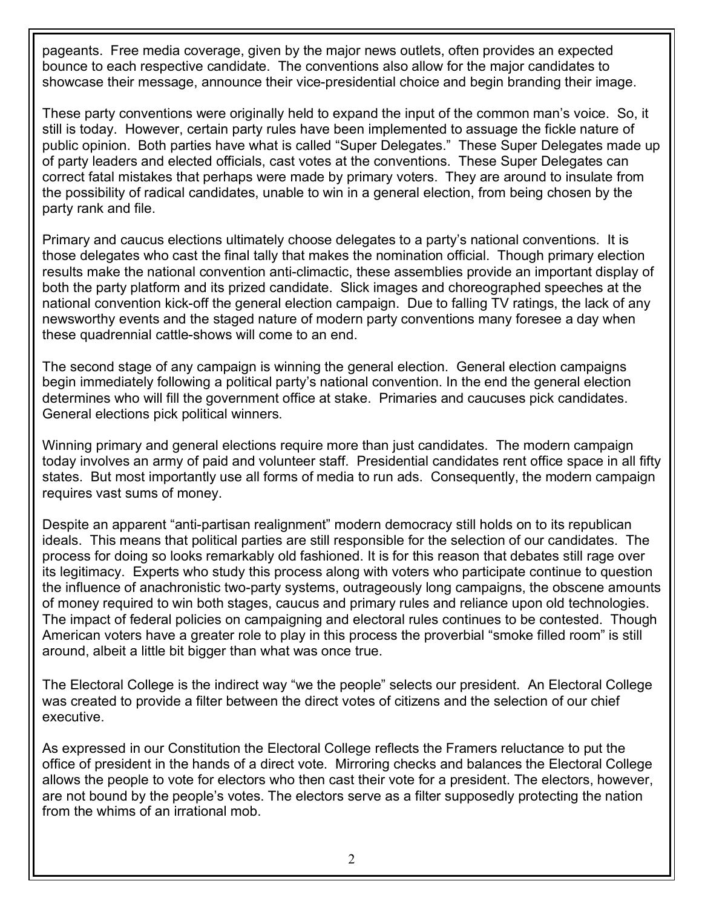pageants. Free media coverage, given by the major news outlets, often provides an expected bounce to each respective candidate. The conventions also allow for the major candidates to showcase their message, announce their vice-presidential choice and begin branding their image.

These party conventions were originally held to expand the input of the common man's voice. So, it still is today. However, certain party rules have been implemented to assuage the fickle nature of public opinion. Both parties have what is called "Super Delegates." These Super Delegates made up of party leaders and elected officials, cast votes at the conventions. These Super Delegates can correct fatal mistakes that perhaps were made by primary voters. They are around to insulate from the possibility of radical candidates, unable to win in a general election, from being chosen by the party rank and file.

Primary and caucus elections ultimately choose delegates to a party's national conventions. It is those delegates who cast the final tally that makes the nomination official. Though primary election results make the national convention anti-climactic, these assemblies provide an important display of both the party platform and its prized candidate. Slick images and choreographed speeches at the national convention kick-off the general election campaign. Due to falling TV ratings, the lack of any newsworthy events and the staged nature of modern party conventions many foresee a day when these quadrennial cattle-shows will come to an end.

The second stage of any campaign is winning the general election. General election campaigns begin immediately following a political party's national convention. In the end the general election determines who will fill the government office at stake. Primaries and caucuses pick candidates. General elections pick political winners.

Winning primary and general elections require more than just candidates. The modern campaign today involves an army of paid and volunteer staff. Presidential candidates rent office space in all fifty states. But most importantly use all forms of media to run ads. Consequently, the modern campaign requires vast sums of money.

Despite an apparent "anti-partisan realignment" modern democracy still holds on to its republican ideals. This means that political parties are still responsible for the selection of our candidates. The process for doing so looks remarkably old fashioned. It is for this reason that debates still rage over its legitimacy. Experts who study this process along with voters who participate continue to question the influence of anachronistic two-party systems, outrageously long campaigns, the obscene amounts of money required to win both stages, caucus and primary rules and reliance upon old technologies. The impact of federal policies on campaigning and electoral rules continues to be contested. Though American voters have a greater role to play in this process the proverbial "smoke filled room" is still around, albeit a little bit bigger than what was once true.

The Electoral College is the indirect way "we the people" selects our president. An Electoral College was created to provide a filter between the direct votes of citizens and the selection of our chief executive.

As expressed in our Constitution the Electoral College reflects the Framers reluctance to put the office of president in the hands of a direct vote. Mirroring checks and balances the Electoral College allows the people to vote for electors who then cast their vote for a president. The electors, however, are not bound by the people's votes. The electors serve as a filter supposedly protecting the nation from the whims of an irrational mob.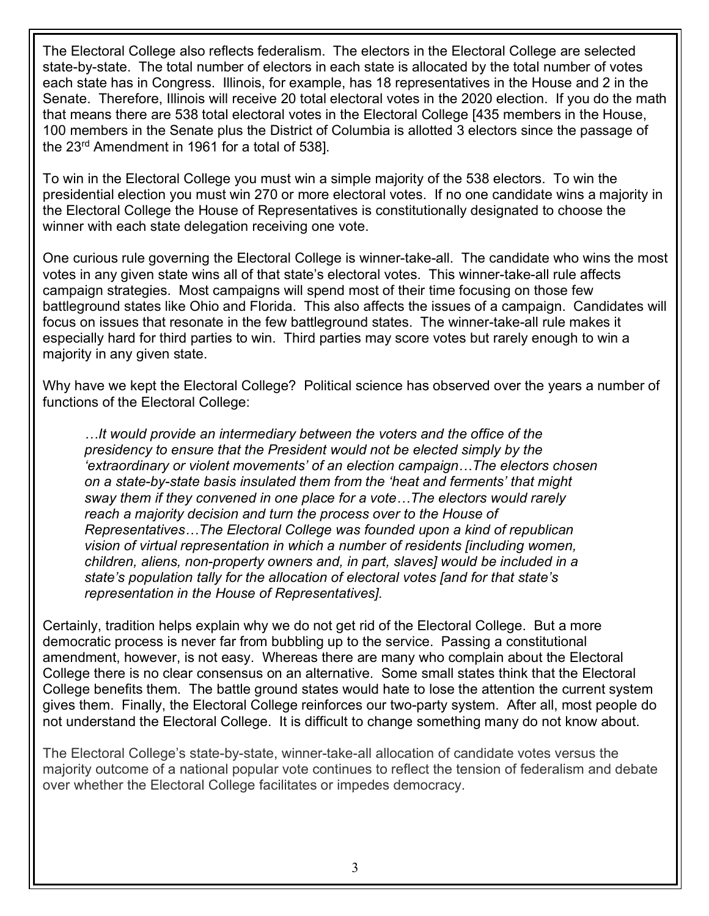The Electoral College also reflects federalism. The electors in the Electoral College are selected state-by-state. The total number of electors in each state is allocated by the total number of votes each state has in Congress. Illinois, for example, has 18 representatives in the House and 2 in the Senate. Therefore, Illinois will receive 20 total electoral votes in the 2020 election. If you do the math that means there are 538 total electoral votes in the Electoral College [435 members in the House, 100 members in the Senate plus the District of Columbia is allotted 3 electors since the passage of the 23rd Amendment in 1961 for a total of 538].

To win in the Electoral College you must win a simple majority of the 538 electors. To win the presidential election you must win 270 or more electoral votes. If no one candidate wins a majority in the Electoral College the House of Representatives is constitutionally designated to choose the winner with each state delegation receiving one vote.

One curious rule governing the Electoral College is winner-take-all. The candidate who wins the most votes in any given state wins all of that state's electoral votes. This winner-take-all rule affects campaign strategies. Most campaigns will spend most of their time focusing on those few battleground states like Ohio and Florida. This also affects the issues of a campaign. Candidates will focus on issues that resonate in the few battleground states. The winner-take-all rule makes it especially hard for third parties to win. Third parties may score votes but rarely enough to win a majority in any given state.

Why have we kept the Electoral College? Political science has observed over the years a number of functions of the Electoral College:

> *…It would provide an intermediary between the voters and the office of the presidency to ensure that the President would not be elected simply by the 'extraordinary or violent movements' of an election campaign…The electors chosen on a state-by-state basis insulated them from the 'heat and ferments' that might sway them if they convened in one place for a vote…The electors would rarely reach a majority decision and turn the process over to the House of Representatives…The Electoral College was founded upon a kind of republican vision of virtual representation in which a number of residents [including women, children, aliens, non-property owners and, in part, slaves] would be included in a state's population tally for the allocation of electoral votes [and for that state's representation in the House of Representatives].*

Certainly, tradition helps explain why we do not get rid of the Electoral College. But a more democratic process is never far from bubbling up to the service. Passing a constitutional amendment, however, is not easy. Whereas there are many who complain about the Electoral College there is no clear consensus on an alternative. Some small states think that the Electoral College benefits them. The battle ground states would hate to lose the attention the current system gives them. Finally, the Electoral College reinforces our two-party system. After all, most people do not understand the Electoral College. It is difficult to change something many do not know about.

The Electoral College's state-by-state, winner-take-all allocation of candidate votes versus the majority outcome of a national popular vote continues to reflect the tension of federalism and debate over whether the Electoral College facilitates or impedes democracy.